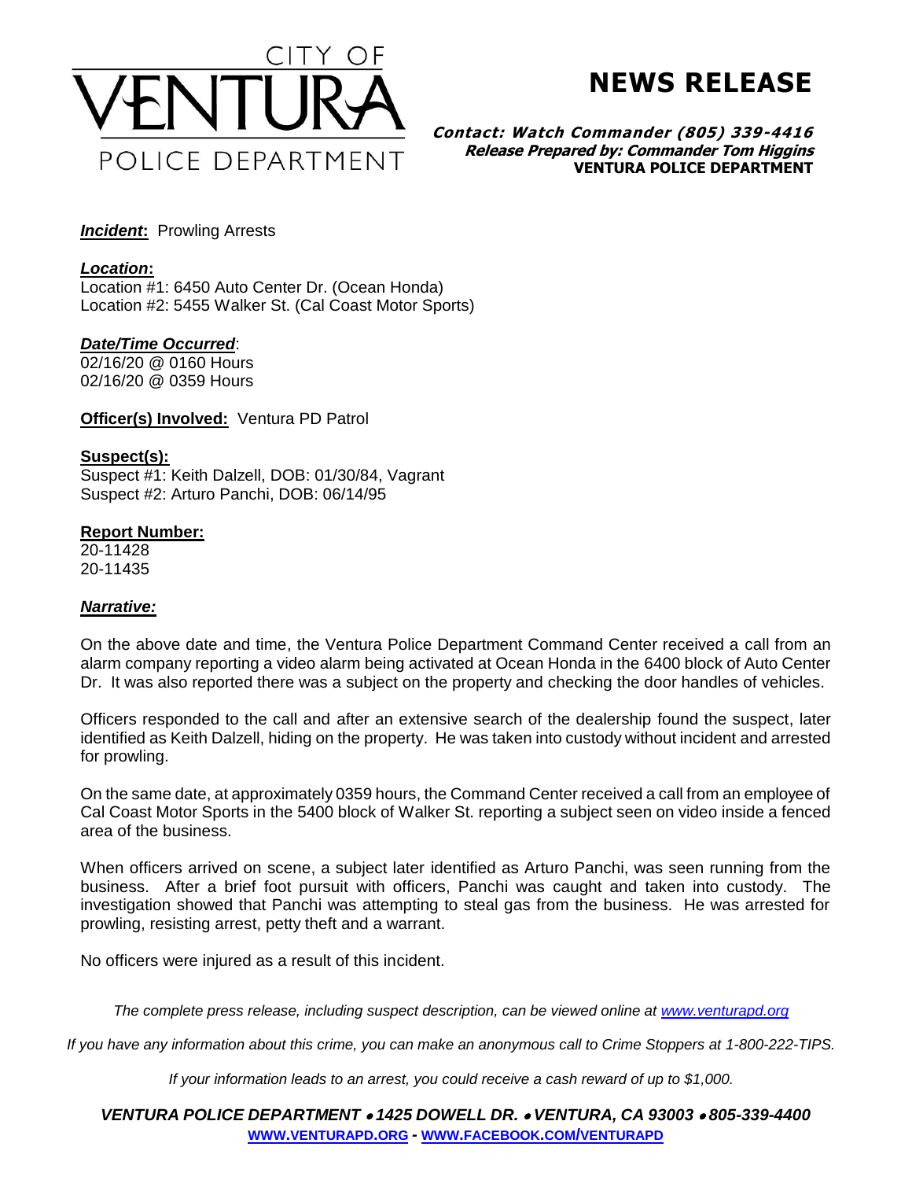CITY OF VENTURA POLICE DEPARTMENT

# NEWS RELEASE

***Contact: Watch Commander (805) 339-4416***
***Release Prepared by: Commander Tom Higgins***
**VENTURA POLICE DEPARTMENT**

***Incident*:** Prowling Arrests

***Location*:**
Location #1: 6450 Auto Center Dr. (Ocean Honda)
Location #2: 5455 Walker St. (Cal Coast Motor Sports)

***Date/Time Occurred*:**
02/16/20 @ 0160 Hours
02/16/20 @ 0359 Hours

**Officer(s) Involved:** Ventura PD Patrol

**Suspect(s):**
Suspect #1: Keith Dalzell, DOB: 01/30/84, Vagrant
Suspect #2: Arturo Panchi, DOB: 06/14/95

**Report Number:**
20-11428
20-11435

***Narrative:***

On the above date and time, the Ventura Police Department Command Center received a call from an alarm company reporting a video alarm being activated at Ocean Honda in the 6400 block of Auto Center Dr. It was also reported there was a subject on the property and checking the door handles of vehicles.

Officers responded to the call and after an extensive search of the dealership found the suspect, later identified as Keith Dalzell, hiding on the property. He was taken into custody without incident and arrested for prowling.

On the same date, at approximately 0359 hours, the Command Center received a call from an employee of Cal Coast Motor Sports in the 5400 block of Walker St. reporting a subject seen on video inside a fenced area of the business.

When officers arrived on scene, a subject later identified as Arturo Panchi, was seen running from the business. After a brief foot pursuit with officers, Panchi was caught and taken into custody. The investigation showed that Panchi was attempting to steal gas from the business. He was arrested for prowling, resisting arrest, petty theft and a warrant.

No officers were injured as a result of this incident.

*The complete press release, including suspect description, can be viewed online at www.venturapd.org*

*If you have any information about this crime, you can make an anonymous call to Crime Stoppers at 1-800-222-TIPS.*

*If your information leads to an arrest, you could receive a cash reward of up to $1,000.*

***VENTURA POLICE DEPARTMENT • 1425 DOWELL DR. • VENTURA, CA 93003 • 805-339-4400***
**WWW.VENTURAPD.ORG - WWW.FACEBOOK.COM/VENTURAPD**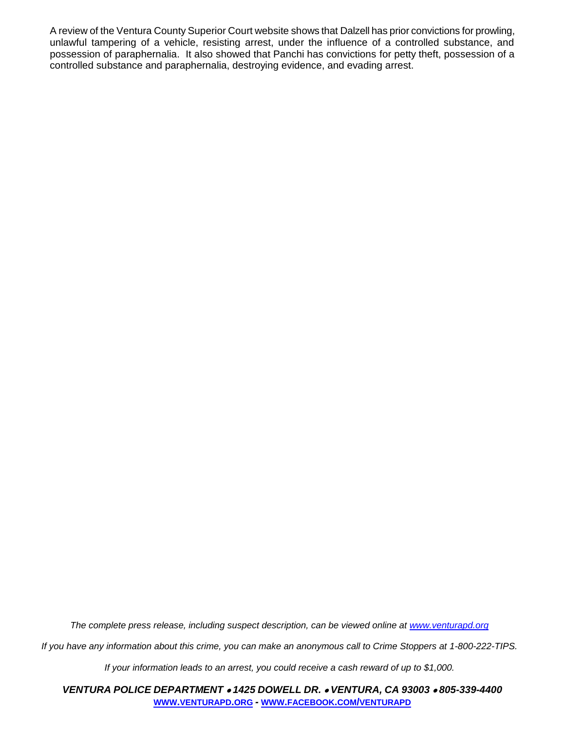A review of the Ventura County Superior Court website shows that Dalzell has prior convictions for prowling, unlawful tampering of a vehicle, resisting arrest, under the influence of a controlled substance, and possession of paraphernalia. It also showed that Panchi has convictions for petty theft, possession of a controlled substance and paraphernalia, destroying evidence, and evading arrest.

*The complete press release, including suspect description, can be viewed online at [www.venturapd.org](http://www.venturapd.org)*

*If you have any information about this crime, you can make an anonymous call to Crime Stoppers at 1-800-222-TIPS.*

*If your information leads to an arrest, you could receive a cash reward of up to $1,000.*

***VENTURA POLICE DEPARTMENT • 1425 DOWELL DR. • VENTURA, CA 93003 • 805-339-4400***

**[WWW.VENTURAPD.ORG](http://www.venturapd.org) - [WWW.FACEBOOK.COM/VENTURAPD](http://www.facebook.com/venturapd)**